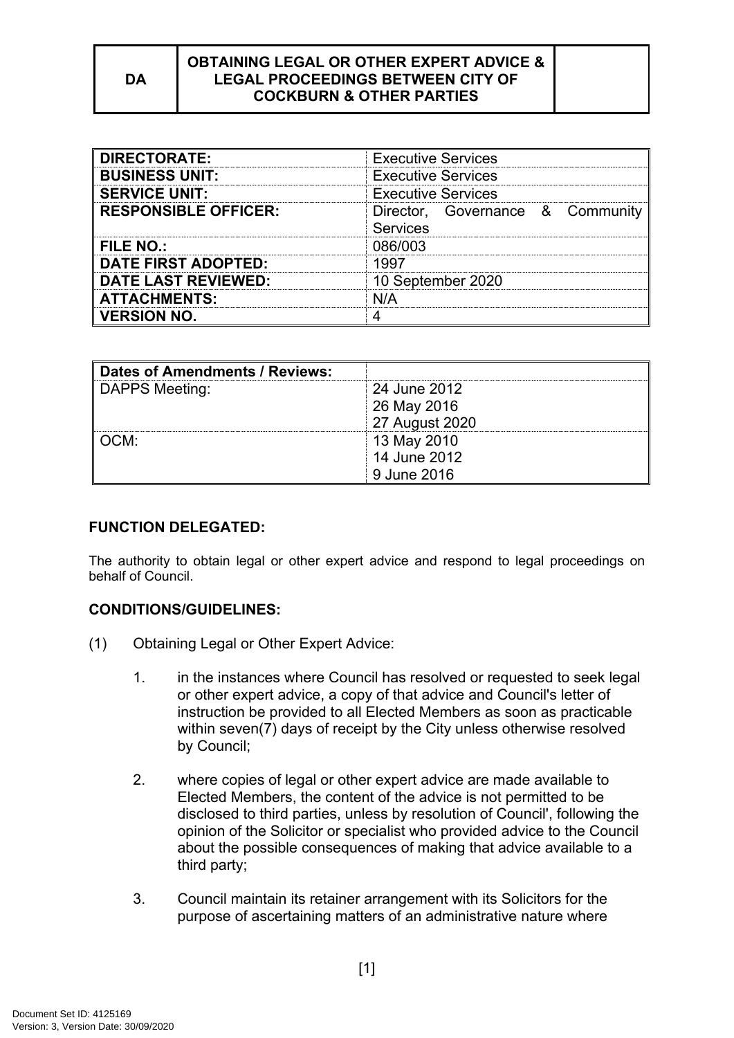| DA | OBTAINING LEGAL OR OTHER EXPERT ADVICE & LEGAL PROCEEDINGS BETWEEN CITY OF COCKBURN & OTHER PARTIES | |
|---|---|---|

| | |
|---|---|
| **DIRECTORATE:** | Executive Services |
| **BUSINESS UNIT:** | Executive Services |
| **SERVICE UNIT:** | Executive Services |
| **RESPONSIBLE OFFICER:** | Director, Governance & Community Services |
| **FILE NO.:** | 086/003 |
| **DATE FIRST ADOPTED:** | 1997 |
| **DATE LAST REVIEWED:** | 10 September 2020 |
| **ATTACHMENTS:** | N/A |
| **VERSION NO.** | 4 |

| **Dates of Amendments / Reviews:** | |
|---|---|
| DAPPS Meeting: | 24 June 2012<br>26 May 2016<br>27 August 2020 |
| OCM: | 13 May 2010<br>14 June 2012<br>9 June 2016 |

**FUNCTION DELEGATED:**

The authority to obtain legal or other expert advice and respond to legal proceedings on behalf of Council.

**CONDITIONS/GUIDELINES:**

(1) Obtaining Legal or Other Expert Advice:

1. in the instances where Council has resolved or requested to seek legal or other expert advice, a copy of that advice and Council's letter of instruction be provided to all Elected Members as soon as practicable within seven(7) days of receipt by the City unless otherwise resolved by Council;

2. where copies of legal or other expert advice are made available to Elected Members, the content of the advice is not permitted to be disclosed to third parties, unless by resolution of Council', following the opinion of the Solicitor or specialist who provided advice to the Council about the possible consequences of making that advice available to a third party;

3. Council maintain its retainer arrangement with its Solicitors for the purpose of ascertaining matters of an administrative nature where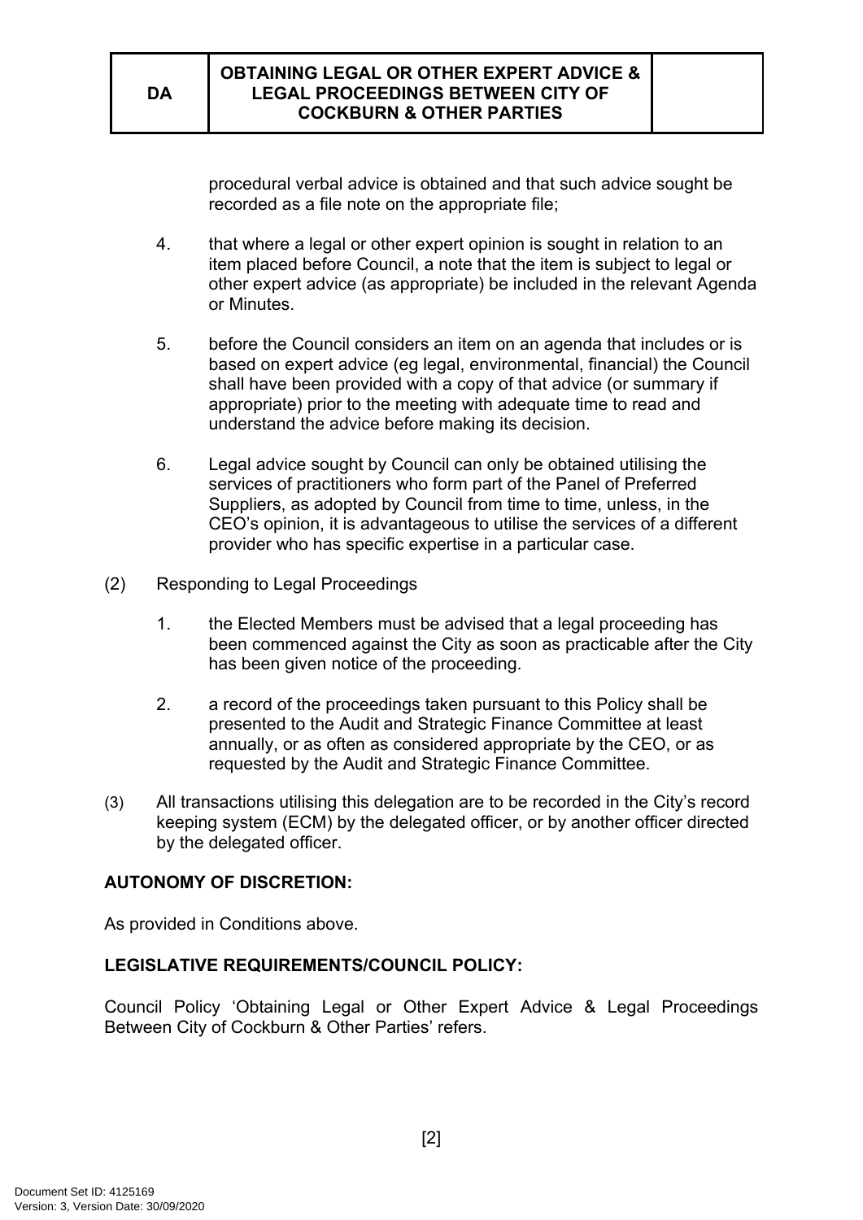procedural verbal advice is obtained and that such advice sought be recorded as a file note on the appropriate file;

4. that where a legal or other expert opinion is sought in relation to an item placed before Council, a note that the item is subject to legal or other expert advice (as appropriate) be included in the relevant Agenda or Minutes.

5. before the Council considers an item on an agenda that includes or is based on expert advice (eg legal, environmental, financial) the Council shall have been provided with a copy of that advice (or summary if appropriate) prior to the meeting with adequate time to read and understand the advice before making its decision.

6. Legal advice sought by Council can only be obtained utilising the services of practitioners who form part of the Panel of Preferred Suppliers, as adopted by Council from time to time, unless, in the CEO's opinion, it is advantageous to utilise the services of a different provider who has specific expertise in a particular case.

(2) Responding to Legal Proceedings

1. the Elected Members must be advised that a legal proceeding has been commenced against the City as soon as practicable after the City has been given notice of the proceeding.

2. a record of the proceedings taken pursuant to this Policy shall be presented to the Audit and Strategic Finance Committee at least annually, or as often as considered appropriate by the CEO, or as requested by the Audit and Strategic Finance Committee.

(3) All transactions utilising this delegation are to be recorded in the City's record keeping system (ECM) by the delegated officer, or by another officer directed by the delegated officer.

**AUTONOMY OF DISCRETION:**

As provided in Conditions above.

**LEGISLATIVE REQUIREMENTS/COUNCIL POLICY:**

Council Policy 'Obtaining Legal or Other Expert Advice & Legal Proceedings Between City of Cockburn & Other Parties' refers.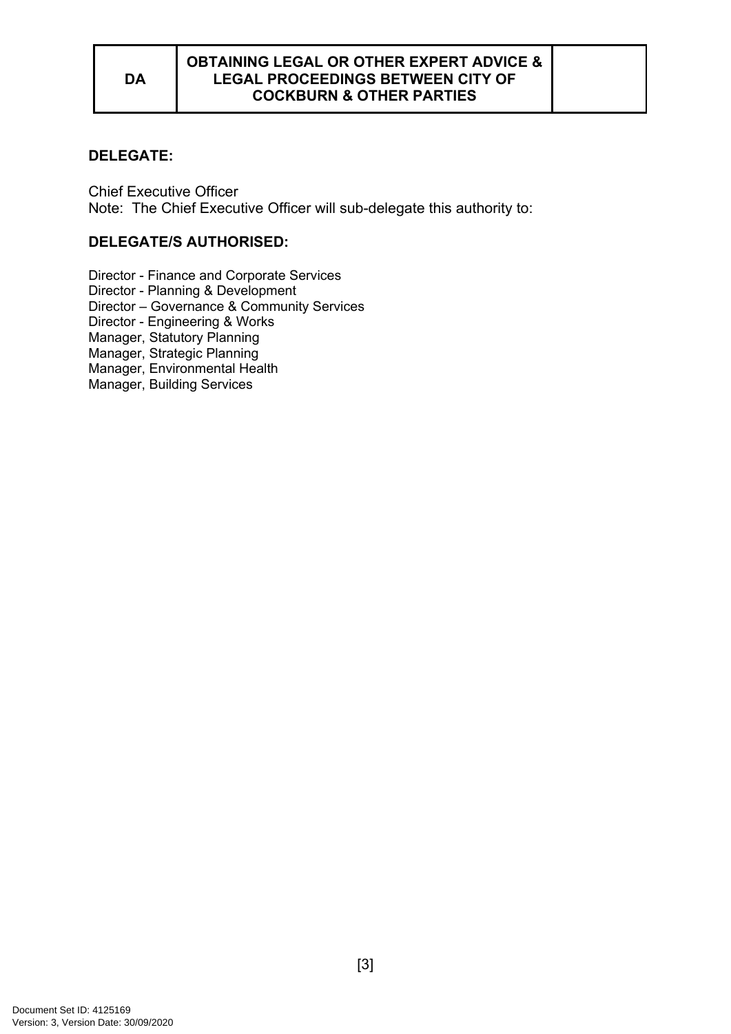| | | |
|---|---|---|
| **DA** | **OBTAINING LEGAL OR OTHER EXPERT ADVICE & LEGAL PROCEEDINGS BETWEEN CITY OF COCKBURN & OTHER PARTIES** | |

**DELEGATE:**

Chief Executive Officer
Note: The Chief Executive Officer will sub-delegate this authority to:

**DELEGATE/S AUTHORISED:**

Director - Finance and Corporate Services
Director - Planning & Development
Director – Governance & Community Services
Director - Engineering & Works
Manager, Statutory Planning
Manager, Strategic Planning
Manager, Environmental Health
Manager, Building Services

Document Set ID: 4125169
Version: 3, Version Date: 30/09/2020